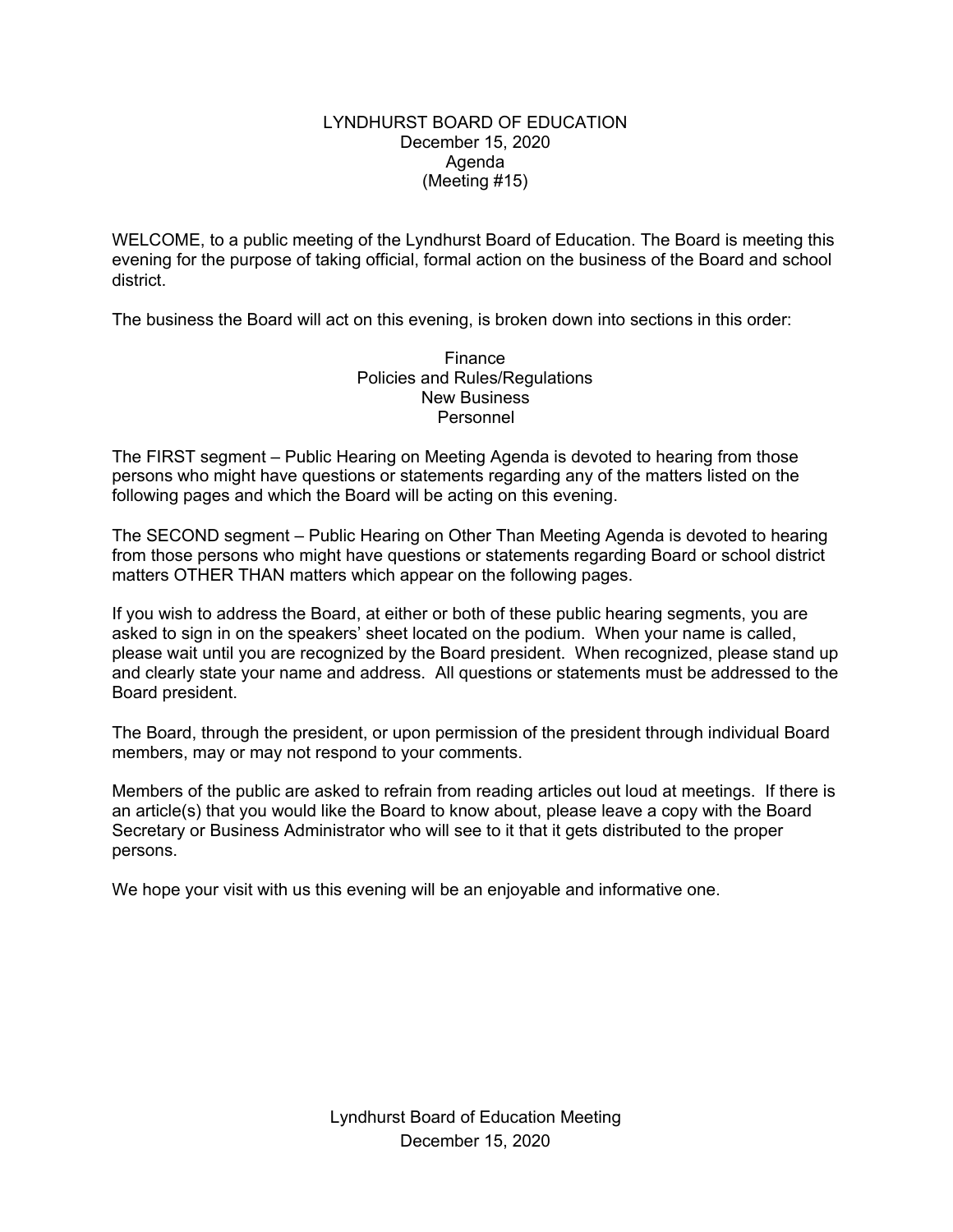# LYNDHURST BOARD OF EDUCATION
## December 15, 2020
## Agenda
## (Meeting #15)

WELCOME, to a public meeting of the Lyndhurst Board of Education. The Board is meeting this evening for the purpose of taking official, formal action on the business of the Board and school district.

The business the Board will act on this evening, is broken down into sections in this order:

Finance
Policies and Rules/Regulations
New Business
Personnel

The FIRST segment – Public Hearing on Meeting Agenda is devoted to hearing from those persons who might have questions or statements regarding any of the matters listed on the following pages and which the Board will be acting on this evening.

The SECOND segment – Public Hearing on Other Than Meeting Agenda is devoted to hearing from those persons who might have questions or statements regarding Board or school district matters OTHER THAN matters which appear on the following pages.

If you wish to address the Board, at either or both of these public hearing segments, you are asked to sign in on the speakers' sheet located on the podium. When your name is called, please wait until you are recognized by the Board president. When recognized, please stand up and clearly state your name and address. All questions or statements must be addressed to the Board president.

The Board, through the president, or upon permission of the president through individual Board members, may or may not respond to your comments.

Members of the public are asked to refrain from reading articles out loud at meetings. If there is an article(s) that you would like the Board to know about, please leave a copy with the Board Secretary or Business Administrator who will see to it that it gets distributed to the proper persons.

We hope your visit with us this evening will be an enjoyable and informative one.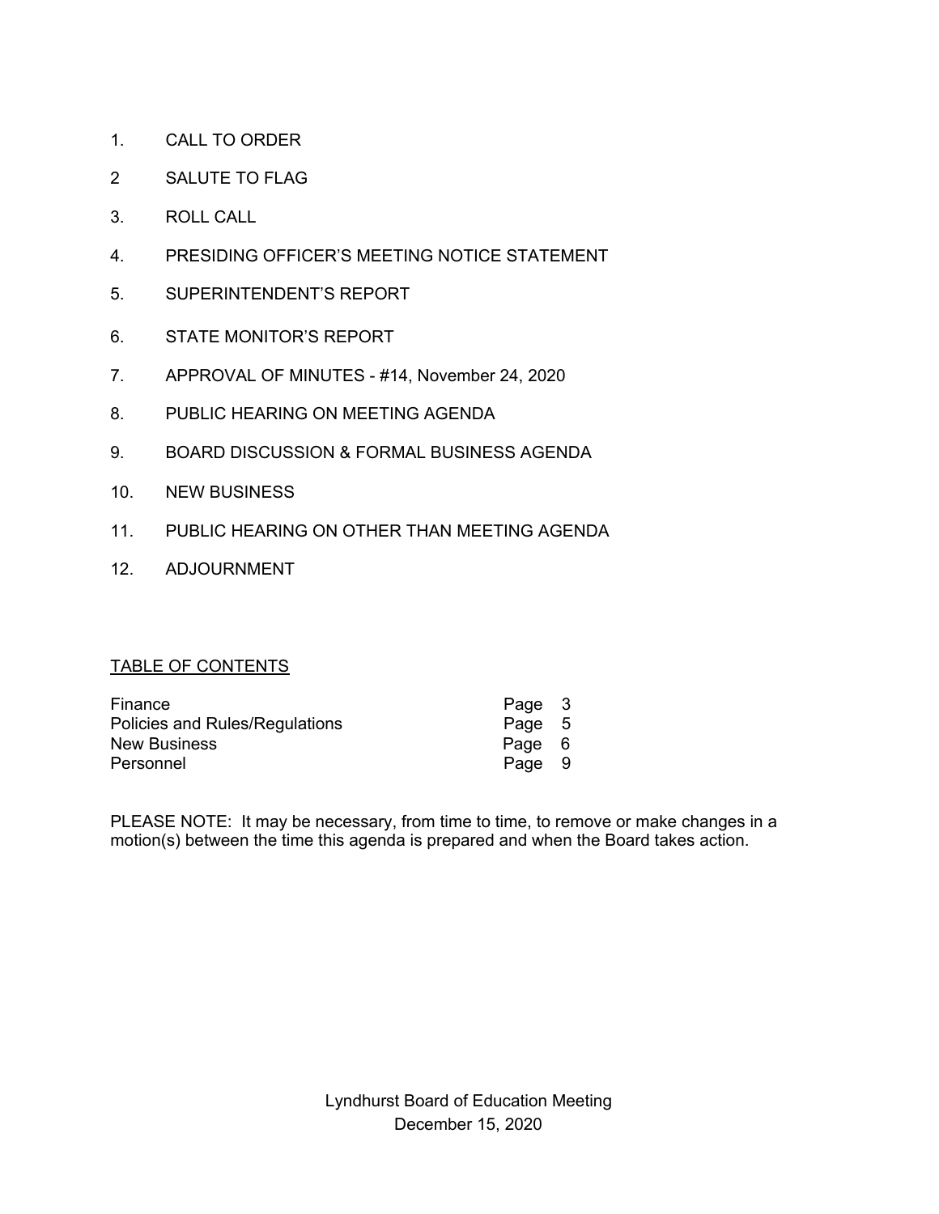1. CALL TO ORDER

2 SALUTE TO FLAG

3. ROLL CALL

4. PRESIDING OFFICER'S MEETING NOTICE STATEMENT

5. SUPERINTENDENT'S REPORT

6. STATE MONITOR'S REPORT

7. APPROVAL OF MINUTES - #14, November 24, 2020

8. PUBLIC HEARING ON MEETING AGENDA

9. BOARD DISCUSSION & FORMAL BUSINESS AGENDA

10. NEW BUSINESS

11. PUBLIC HEARING ON OTHER THAN MEETING AGENDA

12. ADJOURNMENT

<u>TABLE OF CONTENTS</u>

| | |
|---|---|
| Finance | Page 3 |
| Policies and Rules/Regulations | Page 5 |
| New Business | Page 6 |
| Personnel | Page 9 |

PLEASE NOTE: It may be necessary, from time to time, to remove or make changes in a motion(s) between the time this agenda is prepared and when the Board takes action.

Lyndhurst Board of Education Meeting
December 15, 2020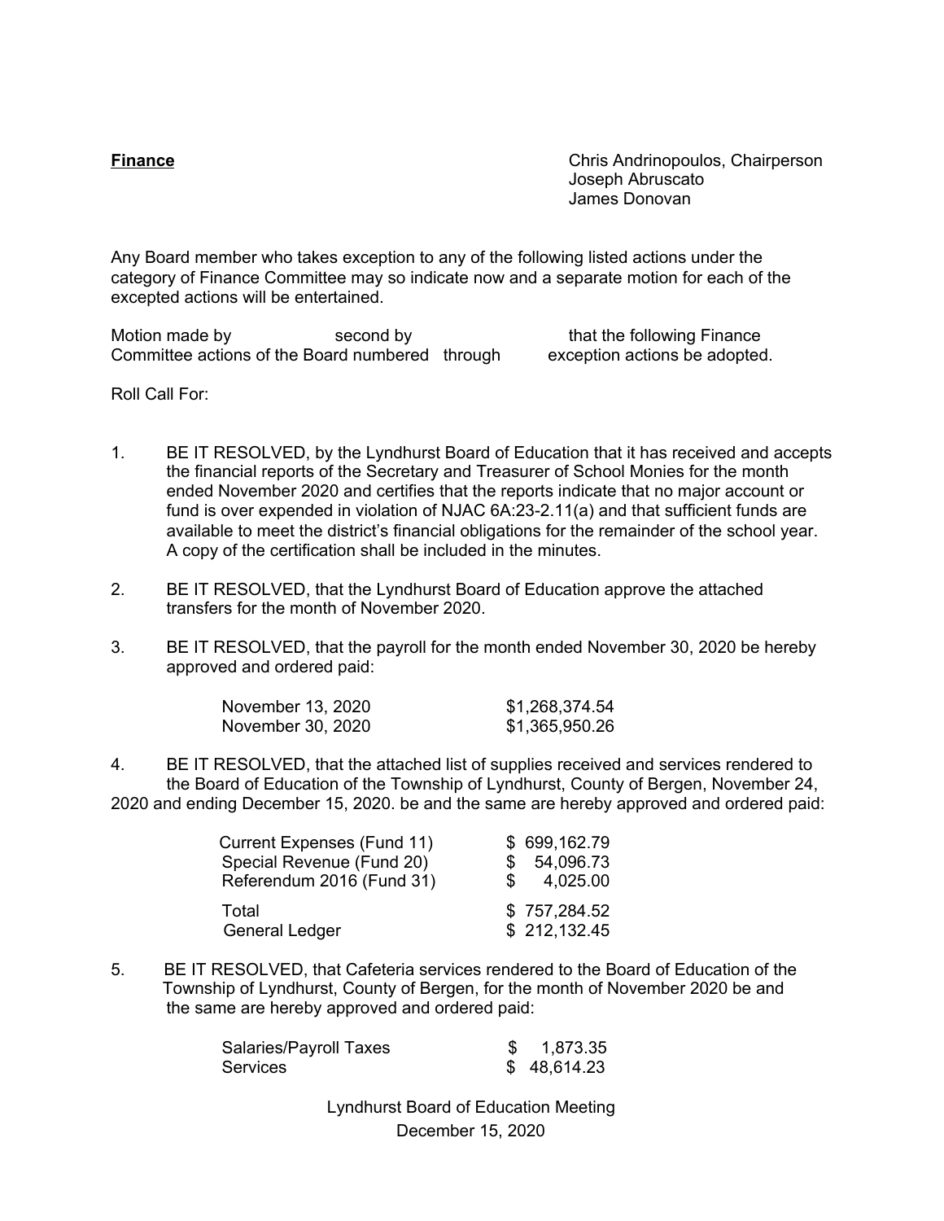**Finance**

Chris Andrinopoulos, Chairperson
Joseph Abruscato
James Donovan

Any Board member who takes exception to any of the following listed actions under the category of Finance Committee may so indicate now and a separate motion for each of the excepted actions will be entertained.

Motion made by                    second by                              that the following Finance Committee actions of the Board numbered   through          exception actions be adopted.

Roll Call For:

1. BE IT RESOLVED, by the Lyndhurst Board of Education that it has received and accepts the financial reports of the Secretary and Treasurer of School Monies for the month ended November 2020 and certifies that the reports indicate that no major account or fund is over expended in violation of NJAC 6A:23-2.11(a) and that sufficient funds are available to meet the district's financial obligations for the remainder of the school year. A copy of the certification shall be included in the minutes.

2. BE IT RESOLVED, that the Lyndhurst Board of Education approve the attached transfers for the month of November 2020.

3. BE IT RESOLVED, that the payroll for the month ended November 30, 2020 be hereby approved and ordered paid:

| | |
|---|---|
| November 13, 2020 | $1,268,374.54 |
| November 30, 2020 | $1,365,950.26 |

4. BE IT RESOLVED, that the attached list of supplies received and services rendered to the Board of Education of the Township of Lyndhurst, County of Bergen, November 24, 2020 and ending December 15, 2020. be and the same are hereby approved and ordered paid:

| | |
|---|---|
| Current Expenses (Fund 11) | $ 699,162.79 |
| Special Revenue (Fund 20) | $ 54,096.73 |
| Referendum 2016 (Fund 31) | $ 4,025.00 |
| Total | $ 757,284.52 |
| General Ledger | $ 212,132.45 |

5. BE IT RESOLVED, that Cafeteria services rendered to the Board of Education of the Township of Lyndhurst, County of Bergen, for the month of November 2020 be and the same are hereby approved and ordered paid:

| | |
|---|---|
| Salaries/Payroll Taxes | $ 1,873.35 |
| Services | $ 48,614.23 |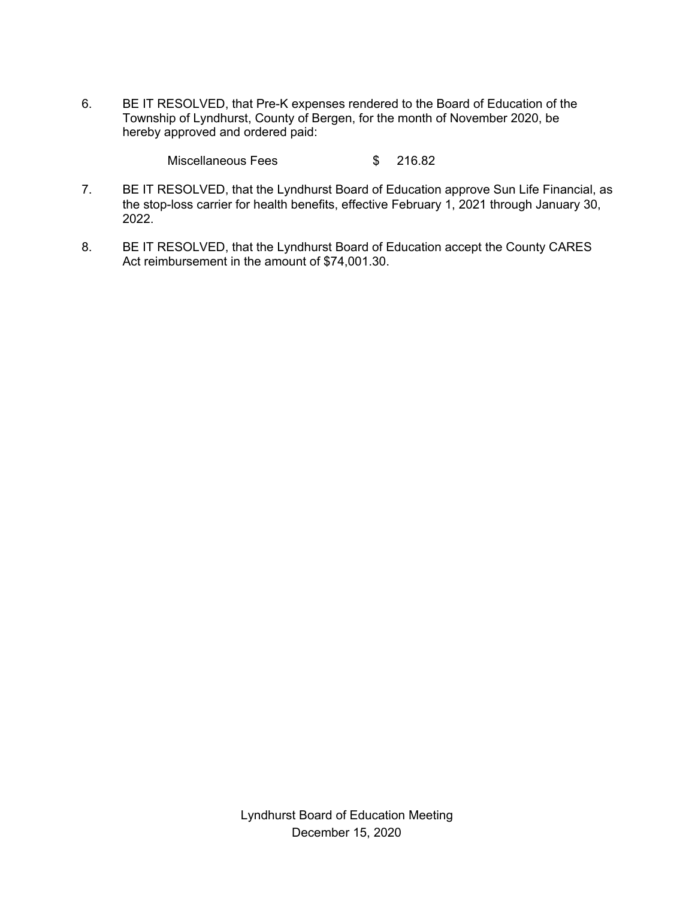6. BE IT RESOLVED, that Pre-K expenses rendered to the Board of Education of the Township of Lyndhurst, County of Bergen, for the month of November 2020, be hereby approved and ordered paid:

   Miscellaneous Fees $ 216.82

7. BE IT RESOLVED, that the Lyndhurst Board of Education approve Sun Life Financial, as the stop-loss carrier for health benefits, effective February 1, 2021 through January 30, 2022.

8. BE IT RESOLVED, that the Lyndhurst Board of Education accept the County CARES Act reimbursement in the amount of $74,001.30.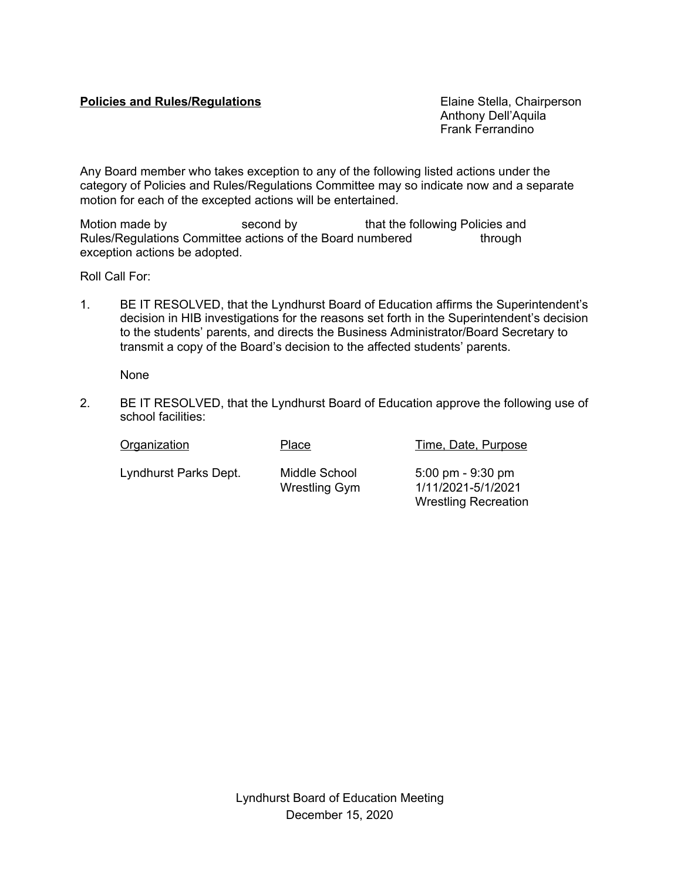**Policies and Rules/Regulations**

Elaine Stella, Chairperson
Anthony Dell'Aquila
Frank Ferrandino

Any Board member who takes exception to any of the following listed actions under the category of Policies and Rules/Regulations Committee may so indicate now and a separate motion for each of the excepted actions will be entertained.

Motion made by                    second by                    that the following Policies and Rules/Regulations Committee actions of the Board numbered                    through                    exception actions be adopted.

Roll Call For:

1. BE IT RESOLVED, that the Lyndhurst Board of Education affirms the Superintendent's decision in HIB investigations for the reasons set forth in the Superintendent's decision to the students' parents, and directs the Business Administrator/Board Secretary to transmit a copy of the Board's decision to the affected students' parents.

   None

2. BE IT RESOLVED, that the Lyndhurst Board of Education approve the following use of school facilities:

| Organization | Place | Time, Date, Purpose |
|---|---|---|
| Lyndhurst Parks Dept. | Middle School Wrestling Gym | 5:00 pm - 9:30 pm<br>1/11/2021-5/1/2021<br>Wrestling Recreation |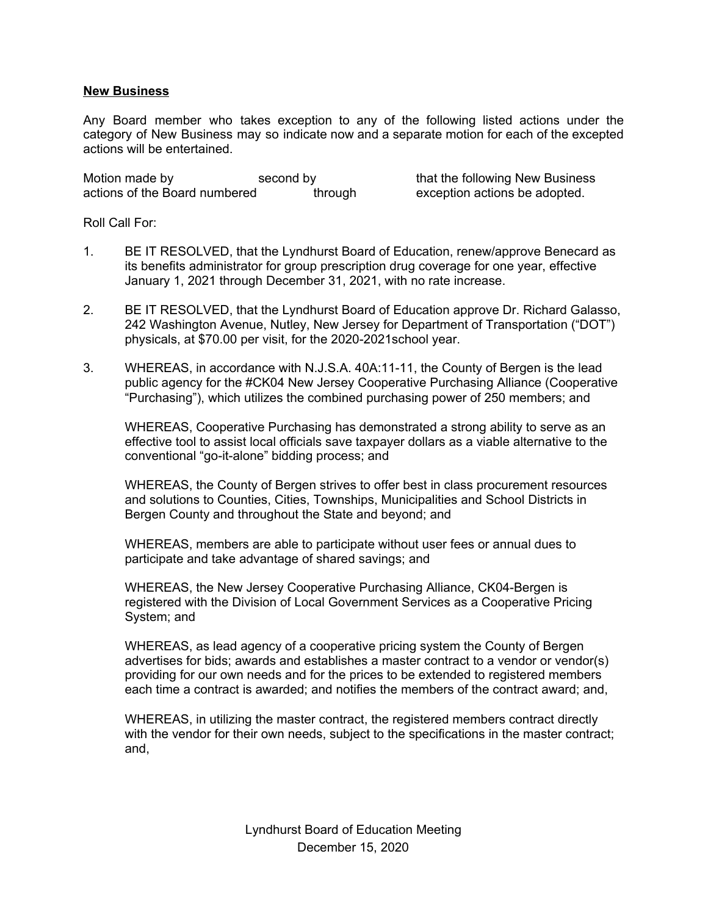**New Business**

Any Board member who takes exception to any of the following listed actions under the category of New Business may so indicate now and a separate motion for each of the excepted actions will be entertained.

Motion made by second by that the following New Business actions of the Board numbered through exception actions be adopted.

Roll Call For:

1. BE IT RESOLVED, that the Lyndhurst Board of Education, renew/approve Benecard as its benefits administrator for group prescription drug coverage for one year, effective January 1, 2021 through December 31, 2021, with no rate increase.

2. BE IT RESOLVED, that the Lyndhurst Board of Education approve Dr. Richard Galasso, 242 Washington Avenue, Nutley, New Jersey for Department of Transportation ("DOT") physicals, at $70.00 per visit, for the 2020-2021school year.

3. WHEREAS, in accordance with N.J.S.A. 40A:11-11, the County of Bergen is the lead public agency for the #CK04 New Jersey Cooperative Purchasing Alliance (Cooperative "Purchasing"), which utilizes the combined purchasing power of 250 members; and

   WHEREAS, Cooperative Purchasing has demonstrated a strong ability to serve as an effective tool to assist local officials save taxpayer dollars as a viable alternative to the conventional "go-it-alone" bidding process; and

   WHEREAS, the County of Bergen strives to offer best in class procurement resources and solutions to Counties, Cities, Townships, Municipalities and School Districts in Bergen County and throughout the State and beyond; and

   WHEREAS, members are able to participate without user fees or annual dues to participate and take advantage of shared savings; and

   WHEREAS, the New Jersey Cooperative Purchasing Alliance, CK04-Bergen is registered with the Division of Local Government Services as a Cooperative Pricing System; and

   WHEREAS, as lead agency of a cooperative pricing system the County of Bergen advertises for bids; awards and establishes a master contract to a vendor or vendor(s) providing for our own needs and for the prices to be extended to registered members each time a contract is awarded; and notifies the members of the contract award; and,

   WHEREAS, in utilizing the master contract, the registered members contract directly with the vendor for their own needs, subject to the specifications in the master contract; and,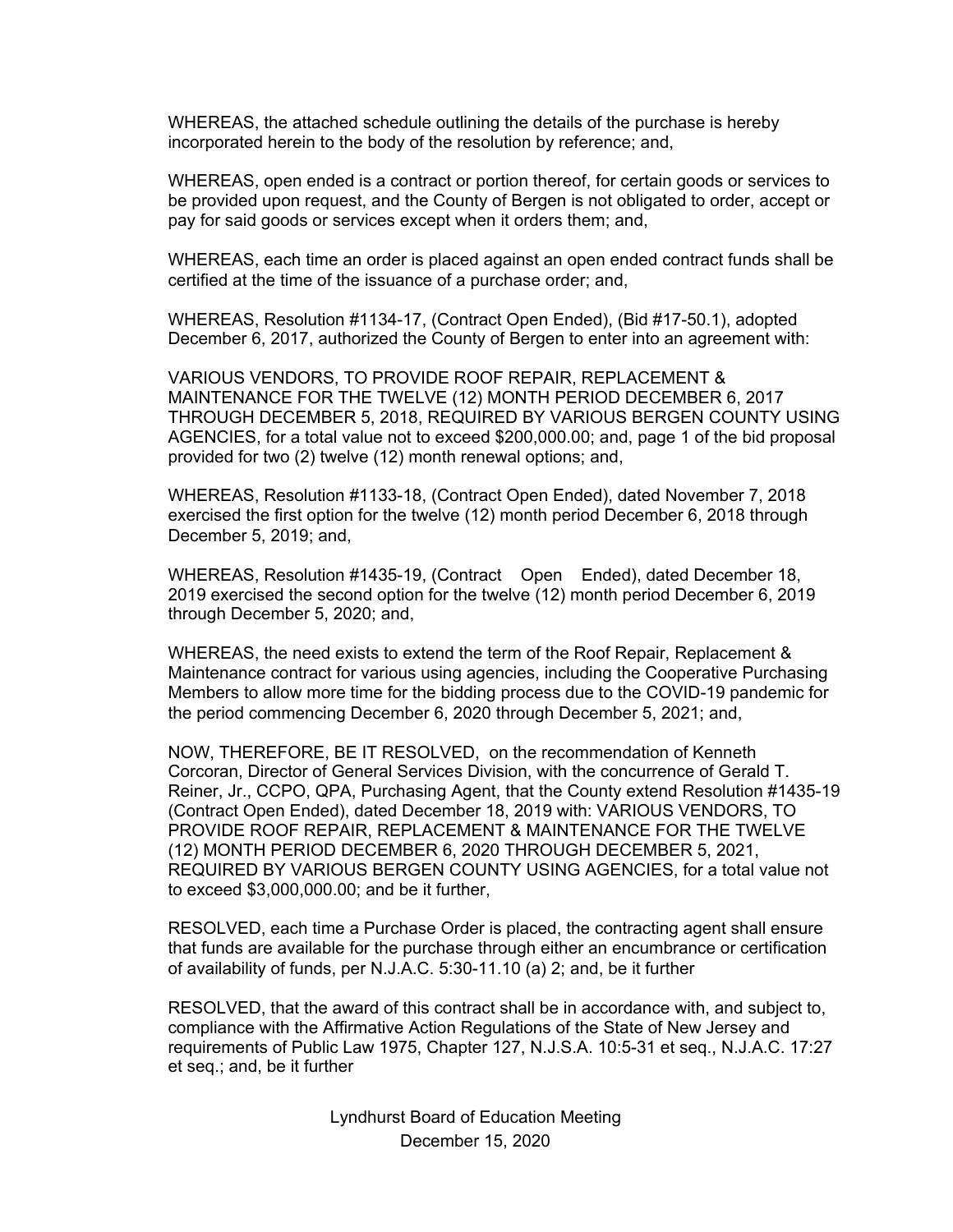WHEREAS, the attached schedule outlining the details of the purchase is hereby incorporated herein to the body of the resolution by reference; and,

WHEREAS, open ended is a contract or portion thereof, for certain goods or services to be provided upon request, and the County of Bergen is not obligated to order, accept or pay for said goods or services except when it orders them; and,

WHEREAS, each time an order is placed against an open ended contract funds shall be certified at the time of the issuance of a purchase order; and,

WHEREAS, Resolution #1134-17, (Contract Open Ended), (Bid #17-50.1), adopted December 6, 2017, authorized the County of Bergen to enter into an agreement with:

VARIOUS VENDORS, TO PROVIDE ROOF REPAIR, REPLACEMENT & MAINTENANCE FOR THE TWELVE (12) MONTH PERIOD DECEMBER 6, 2017 THROUGH DECEMBER 5, 2018, REQUIRED BY VARIOUS BERGEN COUNTY USING AGENCIES, for a total value not to exceed $200,000.00; and, page 1 of the bid proposal provided for two (2) twelve (12) month renewal options; and,

WHEREAS, Resolution #1133-18, (Contract Open Ended), dated November 7, 2018 exercised the first option for the twelve (12) month period December 6, 2018 through December 5, 2019; and,

WHEREAS, Resolution #1435-19, (Contract Open Ended), dated December 18, 2019 exercised the second option for the twelve (12) month period December 6, 2019 through December 5, 2020; and,

WHEREAS, the need exists to extend the term of the Roof Repair, Replacement & Maintenance contract for various using agencies, including the Cooperative Purchasing Members to allow more time for the bidding process due to the COVID-19 pandemic for the period commencing December 6, 2020 through December 5, 2021; and,

NOW, THEREFORE, BE IT RESOLVED, on the recommendation of Kenneth Corcoran, Director of General Services Division, with the concurrence of Gerald T. Reiner, Jr., CCPO, QPA, Purchasing Agent, that the County extend Resolution #1435-19 (Contract Open Ended), dated December 18, 2019 with: VARIOUS VENDORS, TO PROVIDE ROOF REPAIR, REPLACEMENT & MAINTENANCE FOR THE TWELVE (12) MONTH PERIOD DECEMBER 6, 2020 THROUGH DECEMBER 5, 2021, REQUIRED BY VARIOUS BERGEN COUNTY USING AGENCIES, for a total value not to exceed $3,000,000.00; and be it further,

RESOLVED, each time a Purchase Order is placed, the contracting agent shall ensure that funds are available for the purchase through either an encumbrance or certification of availability of funds, per N.J.A.C. 5:30-11.10 (a) 2; and, be it further

RESOLVED, that the award of this contract shall be in accordance with, and subject to, compliance with the Affirmative Action Regulations of the State of New Jersey and requirements of Public Law 1975, Chapter 127, N.J.S.A. 10:5-31 et seq., N.J.A.C. 17:27 et seq.; and, be it further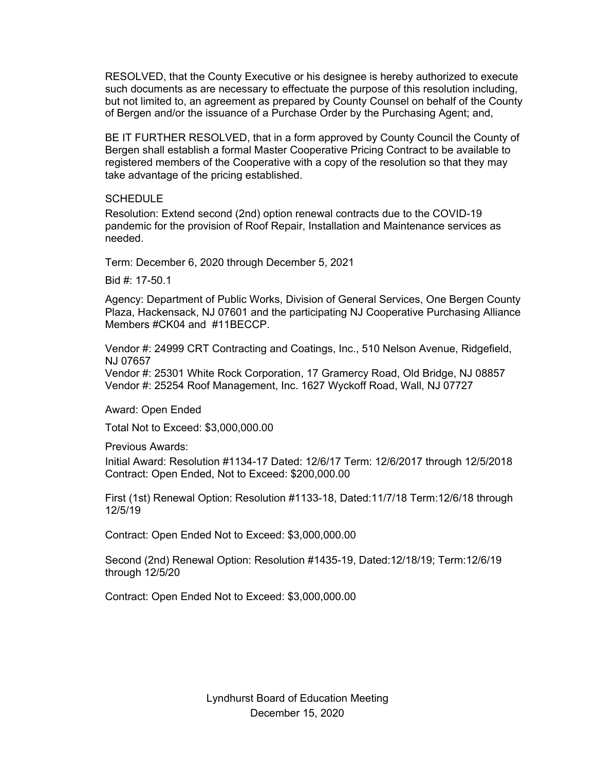RESOLVED, that the County Executive or his designee is hereby authorized to execute such documents as are necessary to effectuate the purpose of this resolution including, but not limited to, an agreement as prepared by County Counsel on behalf of the County of Bergen and/or the issuance of a Purchase Order by the Purchasing Agent; and,

BE IT FURTHER RESOLVED, that in a form approved by County Council the County of Bergen shall establish a formal Master Cooperative Pricing Contract to be available to registered members of the Cooperative with a copy of the resolution so that they may take advantage of the pricing established.

SCHEDULE

Resolution: Extend second (2nd) option renewal contracts due to the COVID-19 pandemic for the provision of Roof Repair, Installation and Maintenance services as needed.

Term: December 6, 2020 through December 5, 2021

Bid #: 17-50.1

Agency: Department of Public Works, Division of General Services, One Bergen County Plaza, Hackensack, NJ 07601 and the participating NJ Cooperative Purchasing Alliance Members #CK04 and #11BECCP.

Vendor #: 24999 CRT Contracting and Coatings, Inc., 510 Nelson Avenue, Ridgefield, NJ 07657
Vendor #: 25301 White Rock Corporation, 17 Gramercy Road, Old Bridge, NJ 08857
Vendor #: 25254 Roof Management, Inc. 1627 Wyckoff Road, Wall, NJ 07727

Award: Open Ended

Total Not to Exceed: $3,000,000.00

Previous Awards:

Initial Award: Resolution #1134-17 Dated: 12/6/17 Term: 12/6/2017 through 12/5/2018
Contract: Open Ended, Not to Exceed: $200,000.00

First (1st) Renewal Option: Resolution #1133-18, Dated:11/7/18 Term:12/6/18 through 12/5/19

Contract: Open Ended Not to Exceed: $3,000,000.00

Second (2nd) Renewal Option: Resolution #1435-19, Dated:12/18/19; Term:12/6/19 through 12/5/20

Contract: Open Ended Not to Exceed: $3,000,000.00